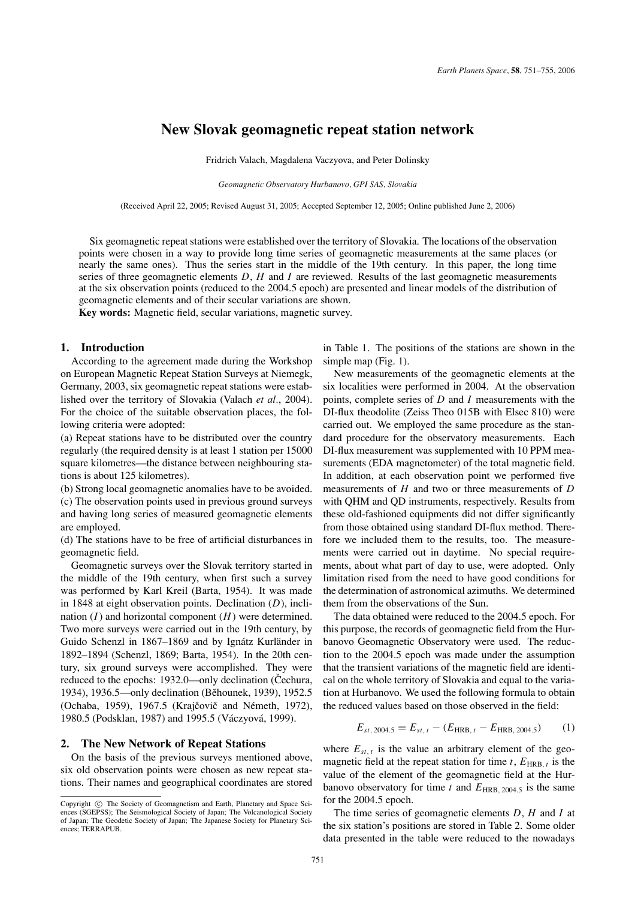# New Slovak geomagnetic repeat station network

Fridrich Valach, Magdalena Vaczyova, and Peter Dolinsky

*Geomagnetic Observatory Hurbanovo, GPI SAS, Slovakia*

(Received April 22, 2005; Revised August 31, 2005; Accepted September 12, 2005; Online published June 2, 2006)

Six geomagnetic repeat stations were established over the territory of Slovakia. The locations of the observation points were chosen in a way to provide long time series of geomagnetic measurements at the same places (or nearly the same ones). Thus the series start in the middle of the 19th century. In this paper, the long time series of three geomagnetic elements $D$, $H$ and $I$ are reviewed. Results of the last geomagnetic measurements at the six observation points (reduced to the 2004.5 epoch) are presented and linear models of the distribution of geomagnetic elements and of their secular variations are shown.

**Key words:** Magnetic field, secular variations, magnetic survey.

## 1. Introduction

According to the agreement made during the Workshop on European Magnetic Repeat Station Surveys at Niemegk, Germany, 2003, six geomagnetic repeat stations were established over the territory of Slovakia (Valach *et al*., 2004). For the choice of the suitable observation places, the following criteria were adopted:

(a) Repeat stations have to be distributed over the country regularly (the required density is at least 1 station per 15000 square kilometres—the distance between neighbouring stations is about 125 kilometres).

(b) Strong local geomagnetic anomalies have to be avoided.

(c) The observation points used in previous ground surveys and having long series of measured geomagnetic elements are employed.

(d) The stations have to be free of artificial disturbances in geomagnetic field.

Geomagnetic surveys over the Slovak territory started in the middle of the 19th century, when first such a survey was performed by Karl Kreil (Barta, 1954). It was made in 1848 at eight observation points. Declination ($D$), inclination ($I$) and horizontal component ($H$) were determined. Two more surveys were carried out in the 19th century, by Guido Schenzl in 1867–1869 and by Ignátz Kurländer in 1892–1894 (Schenzl, 1869; Barta, 1954). In the 20th century, six ground surveys were accomplished. They were reduced to the epochs: 1932.0—only declination (Čechura, 1934), 1936.5—only declination (Běhounek, 1939), 1952.5 (Ochaba, 1959), 1967.5 (Krajčovič and Németh, 1972), 1980.5 (Podsklan, 1987) and 1995.5 (Váczyová, 1999).

## 2. The New Network of Repeat Stations

On the basis of the previous surveys mentioned above, six old observation points were chosen as new repeat stations. Their names and geographical coordinates are stored in Table 1. The positions of the stations are shown in the simple map (Fig. 1).

New measurements of the geomagnetic elements at the six localities were performed in 2004. At the observation points, complete series of $D$ and $I$ measurements with the DI-flux theodolite (Zeiss Theo 015B with Elsec 810) were carried out. We employed the same procedure as the standard procedure for the observatory measurements. Each DI-flux measurement was supplemented with 10 PPM measurements (EDA magnetometer) of the total magnetic field. In addition, at each observation point we performed five measurements of $H$ and two or three measurements of $D$ with QHM and QD instruments, respectively. Results from these old-fashioned equipments did not differ significantly from those obtained using standard DI-flux method. Therefore we included them to the results, too. The measurements were carried out in daytime. No special requirements, about what part of day to use, were adopted. Only limitation rised from the need to have good conditions for the determination of astronomical azimuths. We determined them from the observations of the Sun.

The data obtained were reduced to the 2004.5 epoch. For this purpose, the records of geomagnetic field from the Hurbanovo Geomagnetic Observatory were used. The reduction to the 2004.5 epoch was made under the assumption that the transient variations of the magnetic field are identical on the whole territory of Slovakia and equal to the variation at Hurbanovo. We used the following formula to obtain the reduced values based on those observed in the field:

$$E_{st,\,2004.5} = E_{st,\,t} - (E_{\mathrm{HRB},\,t} - E_{\mathrm{HRB},\,2004.5}) \qquad (1)$$

where $E_{st,\,t}$ is the value an arbitrary element of the geomagnetic field at the repeat station for time $t$, $E_{\mathrm{HRB},\,t}$ is the value of the element of the geomagnetic field at the Hurbanovo observatory for time $t$ and $E_{\mathrm{HRB},\,2004.5}$ is the same for the 2004.5 epoch.

The time series of geomagnetic elements $D$, $H$ and $I$ at the six station's positions are stored in Table 2. Some older data presented in the table were reduced to the nowadays

Copyright © The Society of Geomagnetism and Earth, Planetary and Space Sciences (SGEPSS); The Seismological Society of Japan; The Volcanological Society of Japan; The Geodetic Society of Japan; The Japanese Society for Planetary Sciences; TERRAPUB.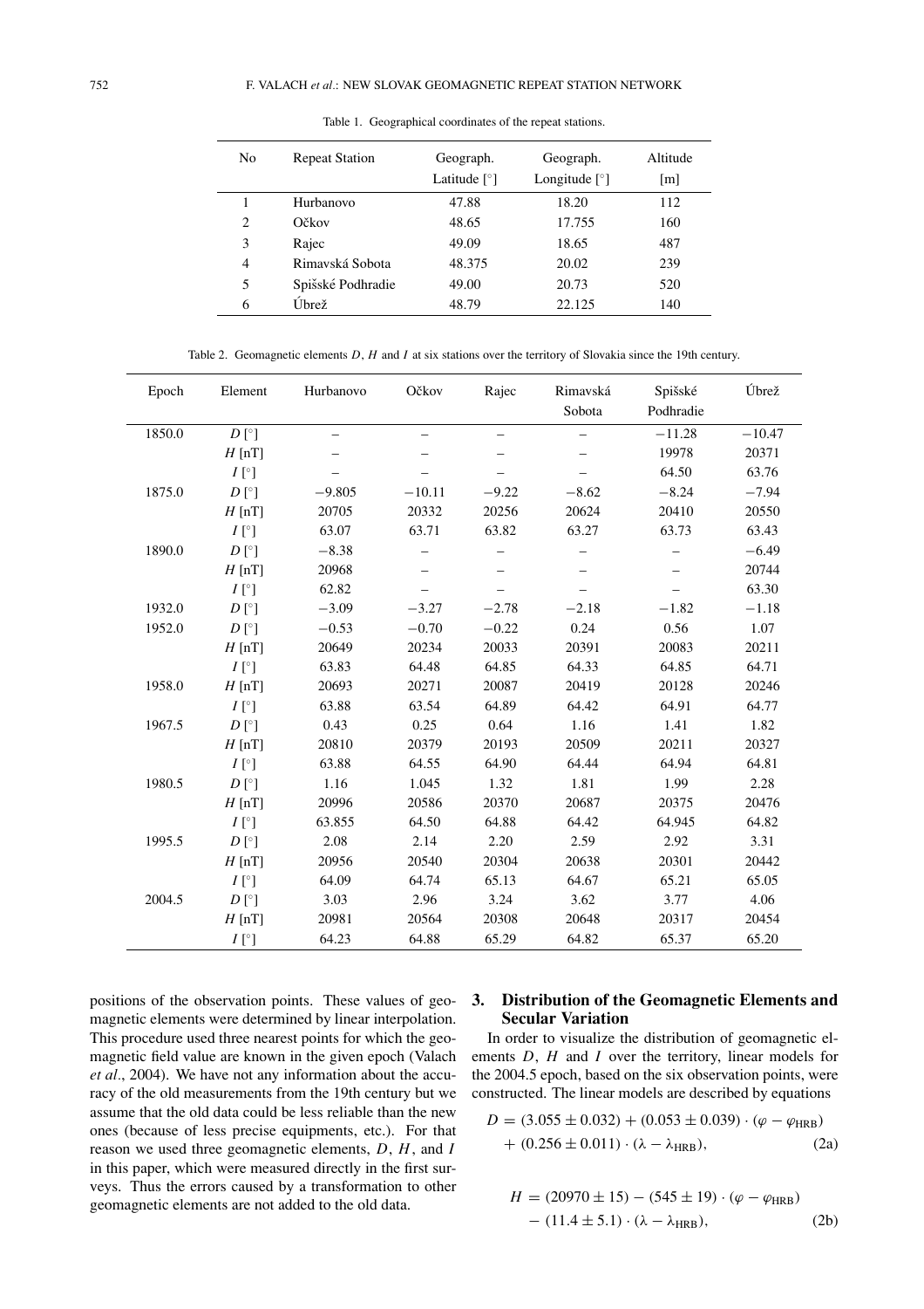Table 1. Geographical coordinates of the repeat stations.

| No | Repeat Station | Geograph. Latitude [°] | Geograph. Longitude [°] | Altitude [m] |
|---|---|---|---|---|
| 1 | Hurbanovo | 47.88 | 18.20 | 112 |
| 2 | Očkov | 48.65 | 17.755 | 160 |
| 3 | Rajec | 49.09 | 18.65 | 487 |
| 4 | Rimavská Sobota | 48.375 | 20.02 | 239 |
| 5 | Spišské Podhradie | 49.00 | 20.73 | 520 |
| 6 | Úbrež | 48.79 | 22.125 | 140 |

Table 2. Geomagnetic elements $D$, $H$ and $I$ at six stations over the territory of Slovakia since the 19th century.

| Epoch | Element | Hurbanovo | Očkov | Rajec | Rimavská Sobota | Spišské Podhradie | Úbrež |
|---|---|---|---|---|---|---|---|
| 1850.0 | $D$ [°] | – | – | – | – | −11.28 | −10.47 |
| | $H$ [nT] | – | – | – | – | 19978 | 20371 |
| | $I$ [°] | – | – | – | – | 64.50 | 63.76 |
| 1875.0 | $D$ [°] | −9.805 | −10.11 | −9.22 | −8.62 | −8.24 | −7.94 |
| | $H$ [nT] | 20705 | 20332 | 20256 | 20624 | 20410 | 20550 |
| | $I$ [°] | 63.07 | 63.71 | 63.82 | 63.27 | 63.73 | 63.43 |
| 1890.0 | $D$ [°] | −8.38 | – | – | – | – | −6.49 |
| | $H$ [nT] | 20968 | – | – | – | – | 20744 |
| | $I$ [°] | 62.82 | – | – | – | – | 63.30 |
| 1932.0 | $D$ [°] | −3.09 | −3.27 | −2.78 | −2.18 | −1.82 | −1.18 |
| 1952.0 | $D$ [°] | −0.53 | −0.70 | −0.22 | 0.24 | 0.56 | 1.07 |
| | $H$ [nT] | 20649 | 20234 | 20033 | 20391 | 20083 | 20211 |
| | $I$ [°] | 63.83 | 64.48 | 64.85 | 64.33 | 64.85 | 64.71 |
| 1958.0 | $H$ [nT] | 20693 | 20271 | 20087 | 20419 | 20128 | 20246 |
| | $I$ [°] | 63.88 | 63.54 | 64.89 | 64.42 | 64.91 | 64.77 |
| 1967.5 | $D$ [°] | 0.43 | 0.25 | 0.64 | 1.16 | 1.41 | 1.82 |
| | $H$ [nT] | 20810 | 20379 | 20193 | 20509 | 20211 | 20327 |
| | $I$ [°] | 63.88 | 64.55 | 64.90 | 64.44 | 64.94 | 64.81 |
| 1980.5 | $D$ [°] | 1.16 | 1.045 | 1.32 | 1.81 | 1.99 | 2.28 |
| | $H$ [nT] | 20996 | 20586 | 20370 | 20687 | 20375 | 20476 |
| | $I$ [°] | 63.855 | 64.50 | 64.88 | 64.42 | 64.945 | 64.82 |
| 1995.5 | $D$ [°] | 2.08 | 2.14 | 2.20 | 2.59 | 2.92 | 3.31 |
| | $H$ [nT] | 20956 | 20540 | 20304 | 20638 | 20301 | 20442 |
| | $I$ [°] | 64.09 | 64.74 | 65.13 | 64.67 | 65.21 | 65.05 |
| 2004.5 | $D$ [°] | 3.03 | 2.96 | 3.24 | 3.62 | 3.77 | 4.06 |
| | $H$ [nT] | 20981 | 20564 | 20308 | 20648 | 20317 | 20454 |
| | $I$ [°] | 64.23 | 64.88 | 65.29 | 64.82 | 65.37 | 65.20 |

positions of the observation points. These values of geomagnetic elements were determined by linear interpolation. This procedure used three nearest points for which the geomagnetic field value are known in the given epoch (Valach *et al*., 2004). We have not any information about the accuracy of the old measurements from the 19th century but we assume that the old data could be less reliable than the new ones (because of less precise equipments, etc.). For that reason we used three geomagnetic elements, $D$, $H$, and $I$ in this paper, which were measured directly in the first surveys. Thus the errors caused by a transformation to other geomagnetic elements are not added to the old data.

## 3. Distribution of the Geomagnetic Elements and Secular Variation

In order to visualize the distribution of geomagnetic elements $D$, $H$ and $I$ over the territory, linear models for the 2004.5 epoch, based on the six observation points, were constructed. The linear models are described by equations

$$D = (3.055 \pm 0.032) + (0.053 \pm 0.039) \cdot (\varphi - \varphi_{\mathrm{HRB}}) + (0.256 \pm 0.011) \cdot (\lambda - \lambda_{\mathrm{HRB}}), \tag{2a}$$

$$H = (20970 \pm 15) - (545 \pm 19) \cdot (\varphi - \varphi_{\mathrm{HRB}}) - (11.4 \pm 5.1) \cdot (\lambda - \lambda_{\mathrm{HRB}}), \tag{2b}$$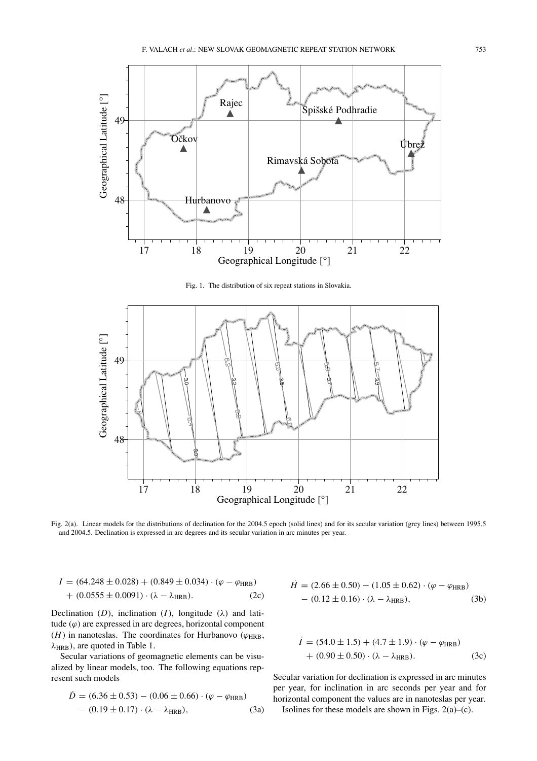Fig. 1. The distribution of six repeat stations in Slovakia.

Fig. 2(a). Linear models for the distributions of declination for the 2004.5 epoch (solid lines) and for its secular variation (grey lines) between 1995.5 and 2004.5. Declination is expressed in arc degrees and its secular variation in arc minutes per year.

$$I = (64.248 \pm 0.028) + (0.849 \pm 0.034) \cdot (\varphi - \varphi_{\mathrm{HRB}}) + (0.0555 \pm 0.0091) \cdot (\lambda - \lambda_{\mathrm{HRB}}). \tag{2c}$$

Declination ($D$), inclination ($I$), longitude ($\lambda$) and latitude ($\varphi$) are expressed in arc degrees, horizontal component ($H$) in nanoteslas. The coordinates for Hurbanovo ($\varphi_{\mathrm{HRB}}$, $\lambda_{\mathrm{HRB}}$), are quoted in Table 1.

Secular variations of geomagnetic elements can be visualized by linear models, too. The following equations represent such models

$$\dot{D} = (6.36 \pm 0.53) - (0.06 \pm 0.66) \cdot (\varphi - \varphi_{\mathrm{HRB}}) - (0.19 \pm 0.17) \cdot (\lambda - \lambda_{\mathrm{HRB}}), \tag{3a}$$

$$\dot{H} = (2.66 \pm 0.50) - (1.05 \pm 0.62) \cdot (\varphi - \varphi_{\mathrm{HRB}}) - (0.12 \pm 0.16) \cdot (\lambda - \lambda_{\mathrm{HRB}}), \tag{3b}$$

$$\dot{I} = (54.0 \pm 1.5) + (4.7 \pm 1.9) \cdot (\varphi - \varphi_{\mathrm{HRB}}) + (0.90 \pm 0.50) \cdot (\lambda - \lambda_{\mathrm{HRB}}). \tag{3c}$$

Secular variation for declination is expressed in arc minutes per year, for inclination in arc seconds per year and for horizontal component the values are in nanoteslas per year.

Isolines for these models are shown in Figs. 2(a)–(c).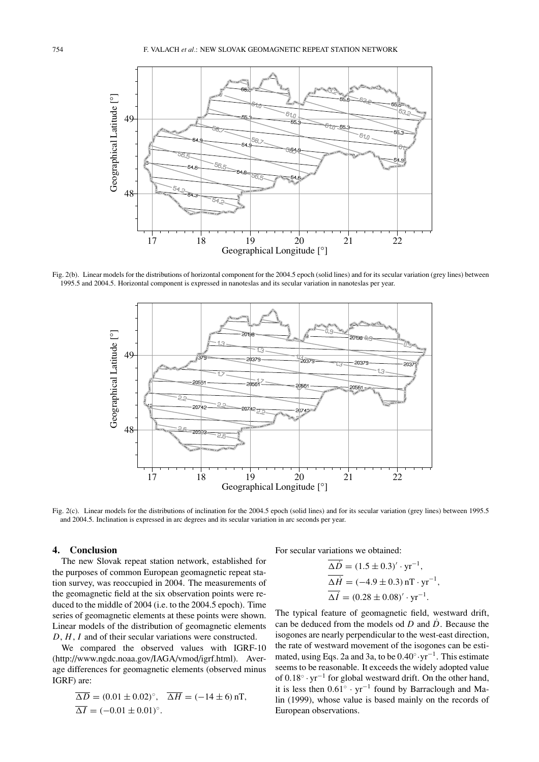Fig. 2(b). Linear models for the distributions of horizontal component for the 2004.5 epoch (solid lines) and for its secular variation (grey lines) between 1995.5 and 2004.5. Horizontal component is expressed in nanoteslas and its secular variation in nanoteslas per year.

Fig. 2(c). Linear models for the distributions of inclination for the 2004.5 epoch (solid lines) and for its secular variation (grey lines) between 1995.5 and 2004.5. Inclination is expressed in arc degrees and its secular variation in arc seconds per year.

## 4. Conclusion

The new Slovak repeat station network, established for the purposes of common European geomagnetic repeat station survey, was reoccupied in 2004. The measurements of the geomagnetic field at the six observation points were reduced to the middle of 2004 (i.e. to the 2004.5 epoch). Time series of geomagnetic elements at these points were shown. Linear models of the distribution of geomagnetic elements $D$, $H$, $I$ and of their secular variations were constructed.

We compared the observed values with IGRF-10 (http://www.ngdc.noaa.gov/IAGA/vmod/igrf.html). Average differences for geomagnetic elements (observed minus IGRF) are:

$$\overline{\Delta D} = (0.01 \pm 0.02)^\circ, \quad \overline{\Delta H} = (-14 \pm 6)\,\text{nT},$$
$$\overline{\Delta I} = (-0.01 \pm 0.01)^\circ.$$

For secular variations we obtained:

$$\overline{\Delta \dot{D}} = (1.5 \pm 0.3)' \cdot \text{yr}^{-1},$$
$$\overline{\Delta \dot{H}} = (-4.9 \pm 0.3)\,\text{nT} \cdot \text{yr}^{-1},$$
$$\overline{\Delta \dot{I}} = (0.28 \pm 0.08)' \cdot \text{yr}^{-1}.$$

The typical feature of geomagnetic field, westward drift, can be deduced from the models od $D$ and $\dot{D}$. Because the isogones are nearly perpendicular to the west-east direction, the rate of westward movement of the isogones can be estimated, using Eqs. 2a and 3a, to be $0.40^\circ \cdot \text{yr}^{-1}$. This estimate seems to be reasonable. It exceeds the widely adopted value of $0.18^\circ \cdot \text{yr}^{-1}$ for global westward drift. On the other hand, it is less then $0.61^\circ \cdot \text{yr}^{-1}$ found by Barraclough and Malin (1999), whose value is based mainly on the records of European observations.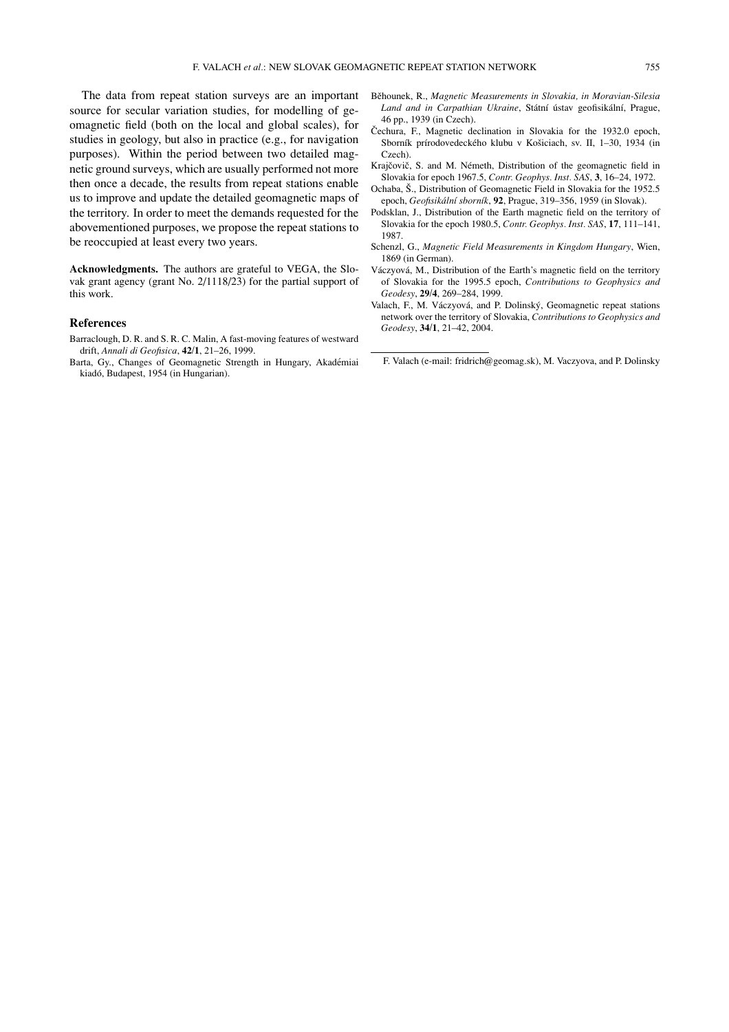The data from repeat station surveys are an important source for secular variation studies, for modelling of geomagnetic field (both on the local and global scales), for studies in geology, but also in practice (e.g., for navigation purposes). Within the period between two detailed magnetic ground surveys, which are usually performed not more then once a decade, the results from repeat stations enable us to improve and update the detailed geomagnetic maps of the territory. In order to meet the demands requested for the abovementioned purposes, we propose the repeat stations to be reoccupied at least every two years.

**Acknowledgments.** The authors are grateful to VEGA, the Slovak grant agency (grant No. 2/1118/23) for the partial support of this work.

## References

Barraclough, D. R. and S. R. C. Malin, A fast-moving features of westward drift, *Annali di Geofisica*, **42/1**, 21–26, 1999.

Barta, Gy., Changes of Geomagnetic Strength in Hungary, Akadémiai kiadó, Budapest, 1954 (in Hungarian).

Běhounek, R., *Magnetic Measurements in Slovakia, in Moravian-Silesia Land and in Carpathian Ukraine*, Státní ústav geofisikální, Prague, 46 pp., 1939 (in Czech).

Čechura, F., Magnetic declination in Slovakia for the 1932.0 epoch, Sborník prírodovedeckého klubu v Košiciach, sv. II, 1–30, 1934 (in Czech).

Krajčovič, S. and M. Németh, Distribution of the geomagnetic field in Slovakia for epoch 1967.5, *Contr. Geophys. Inst. SAS*, **3**, 16–24, 1972.

Ochaba, Š., Distribution of Geomagnetic Field in Slovakia for the 1952.5 epoch, *Geofisikální sborník*, **92**, Prague, 319–356, 1959 (in Slovak).

Podsklan, J., Distribution of the Earth magnetic field on the territory of Slovakia for the epoch 1980.5, *Contr. Geophys. Inst. SAS*, **17**, 111–141, 1987.

Schenzl, G., *Magnetic Field Measurements in Kingdom Hungary*, Wien, 1869 (in German).

Váczyová, M., Distribution of the Earth's magnetic field on the territory of Slovakia for the 1995.5 epoch, *Contributions to Geophysics and Geodesy*, **29/4**, 269–284, 1999.

Valach, F., M. Váczyová, and P. Dolinský, Geomagnetic repeat stations network over the territory of Slovakia, *Contributions to Geophysics and Geodesy*, **34/1**, 21–42, 2004.

F. Valach (e-mail: fridrich@geomag.sk), M. Vaczyova, and P. Dolinsky